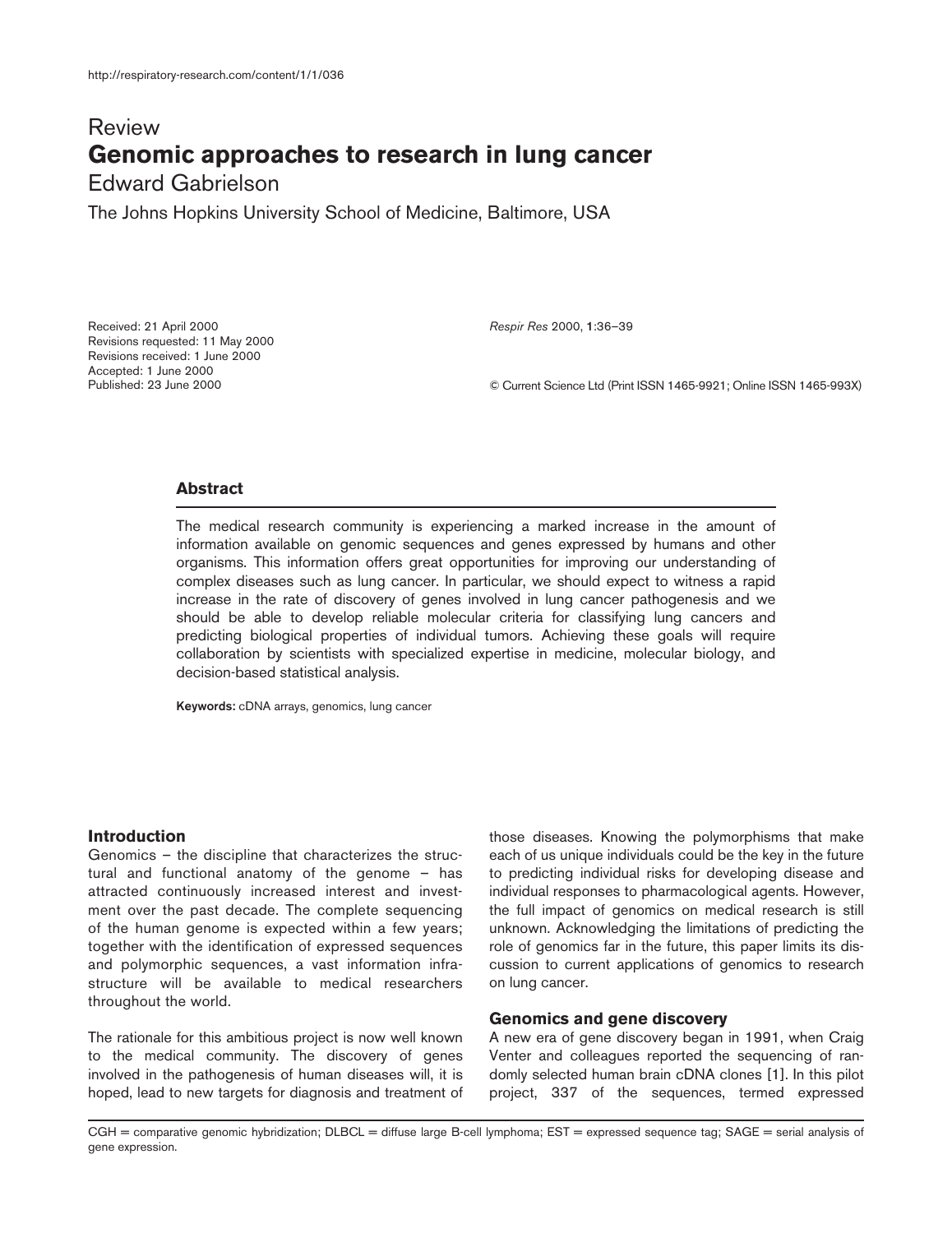Review

# Genomic approaches to research in lung cancer

Edward Gabrielson

The Johns Hopkins University School of Medicine, Baltimore, USA

Received: 21 April 2000
Revisions requested: 11 May 2000
Revisions received: 1 June 2000
Accepted: 1 June 2000
Published: 23 June 2000

*Respir Res* 2000, **1**:36–39

© Current Science Ltd (Print ISSN 1465-9921; Online ISSN 1465-993X)

## Abstract

The medical research community is experiencing a marked increase in the amount of information available on genomic sequences and genes expressed by humans and other organisms. This information offers great opportunities for improving our understanding of complex diseases such as lung cancer. In particular, we should expect to witness a rapid increase in the rate of discovery of genes involved in lung cancer pathogenesis and we should be able to develop reliable molecular criteria for classifying lung cancers and predicting biological properties of individual tumors. Achieving these goals will require collaboration by scientists with specialized expertise in medicine, molecular biology, and decision-based statistical analysis.

**Keywords:** cDNA arrays, genomics, lung cancer

## Introduction

Genomics – the discipline that characterizes the structural and functional anatomy of the genome – has attracted continuously increased interest and investment over the past decade. The complete sequencing of the human genome is expected within a few years; together with the identification of expressed sequences and polymorphic sequences, a vast information infrastructure will be available to medical researchers throughout the world.

The rationale for this ambitious project is now well known to the medical community. The discovery of genes involved in the pathogenesis of human diseases will, it is hoped, lead to new targets for diagnosis and treatment of those diseases. Knowing the polymorphisms that make each of us unique individuals could be the key in the future to predicting individual risks for developing disease and individual responses to pharmacological agents. However, the full impact of genomics on medical research is still unknown. Acknowledging the limitations of predicting the role of genomics far in the future, this paper limits its discussion to current applications of genomics to research on lung cancer.

## Genomics and gene discovery

A new era of gene discovery began in 1991, when Craig Venter and colleagues reported the sequencing of randomly selected human brain cDNA clones [1]. In this pilot project, 337 of the sequences, termed expressed

CGH = comparative genomic hybridization; DLBCL = diffuse large B-cell lymphoma; EST = expressed sequence tag; SAGE = serial analysis of gene expression.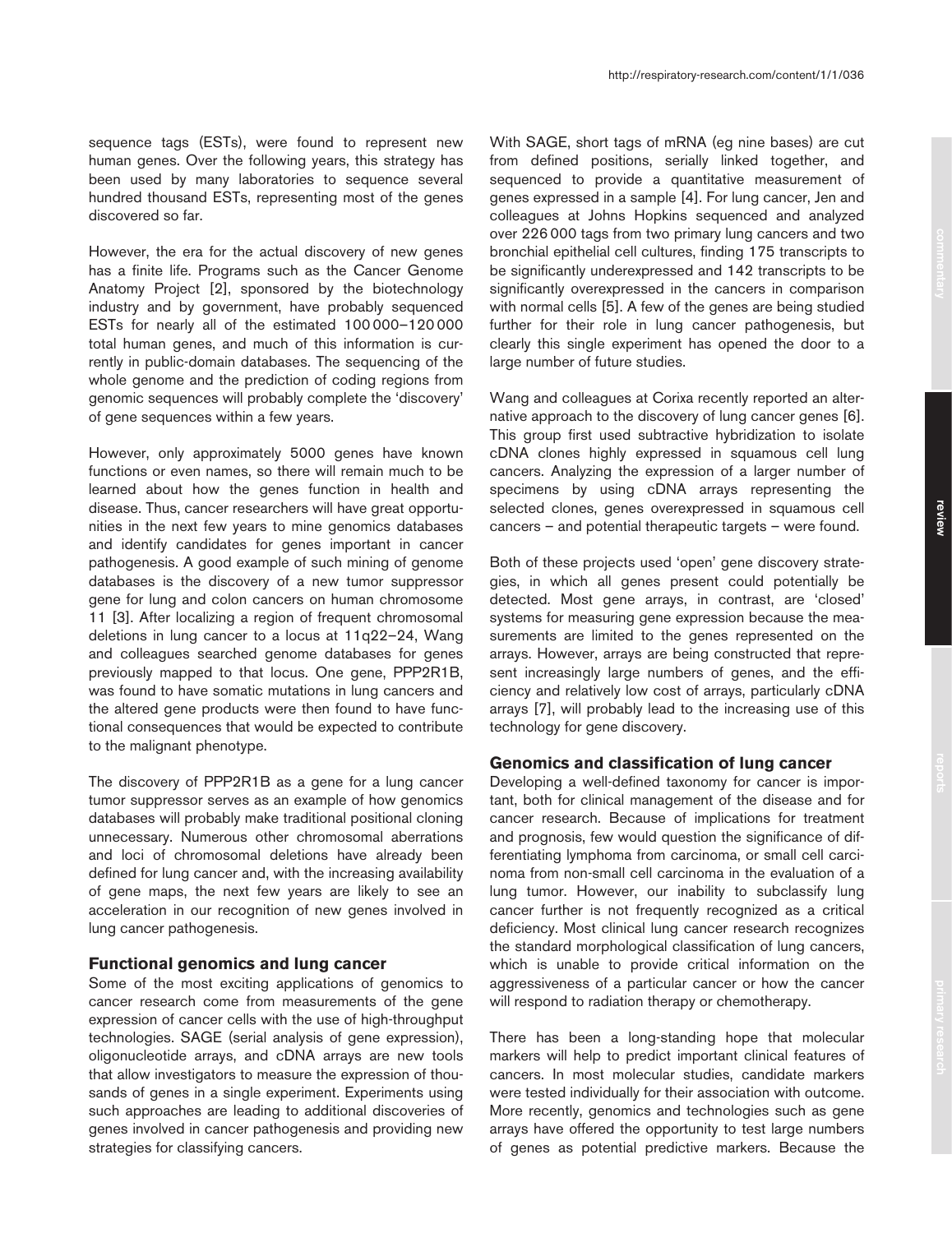sequence tags (ESTs), were found to represent new human genes. Over the following years, this strategy has been used by many laboratories to sequence several hundred thousand ESTs, representing most of the genes discovered so far.

However, the era for the actual discovery of new genes has a finite life. Programs such as the Cancer Genome Anatomy Project [2], sponsored by the biotechnology industry and by government, have probably sequenced ESTs for nearly all of the estimated 100 000–120 000 total human genes, and much of this information is currently in public-domain databases. The sequencing of the whole genome and the prediction of coding regions from genomic sequences will probably complete the 'discovery' of gene sequences within a few years.

However, only approximately 5000 genes have known functions or even names, so there will remain much to be learned about how the genes function in health and disease. Thus, cancer researchers will have great opportunities in the next few years to mine genomics databases and identify candidates for genes important in cancer pathogenesis. A good example of such mining of genome databases is the discovery of a new tumor suppressor gene for lung and colon cancers on human chromosome 11 [3]. After localizing a region of frequent chromosomal deletions in lung cancer to a locus at 11q22–24, Wang and colleagues searched genome databases for genes previously mapped to that locus. One gene, PPP2R1B, was found to have somatic mutations in lung cancers and the altered gene products were then found to have functional consequences that would be expected to contribute to the malignant phenotype.

The discovery of PPP2R1B as a gene for a lung cancer tumor suppressor serves as an example of how genomics databases will probably make traditional positional cloning unnecessary. Numerous other chromosomal aberrations and loci of chromosomal deletions have already been defined for lung cancer and, with the increasing availability of gene maps, the next few years are likely to see an acceleration in our recognition of new genes involved in lung cancer pathogenesis.

## Functional genomics and lung cancer

Some of the most exciting applications of genomics to cancer research come from measurements of the gene expression of cancer cells with the use of high-throughput technologies. SAGE (serial analysis of gene expression), oligonucleotide arrays, and cDNA arrays are new tools that allow investigators to measure the expression of thousands of genes in a single experiment. Experiments using such approaches are leading to additional discoveries of genes involved in cancer pathogenesis and providing new strategies for classifying cancers.

With SAGE, short tags of mRNA (eg nine bases) are cut from defined positions, serially linked together, and sequenced to provide a quantitative measurement of genes expressed in a sample [4]. For lung cancer, Jen and colleagues at Johns Hopkins sequenced and analyzed over 226 000 tags from two primary lung cancers and two bronchial epithelial cell cultures, finding 175 transcripts to be significantly underexpressed and 142 transcripts to be significantly overexpressed in the cancers in comparison with normal cells [5]. A few of the genes are being studied further for their role in lung cancer pathogenesis, but clearly this single experiment has opened the door to a large number of future studies.

Wang and colleagues at Corixa recently reported an alternative approach to the discovery of lung cancer genes [6]. This group first used subtractive hybridization to isolate cDNA clones highly expressed in squamous cell lung cancers. Analyzing the expression of a larger number of specimens by using cDNA arrays representing the selected clones, genes overexpressed in squamous cell cancers – and potential therapeutic targets – were found.

Both of these projects used 'open' gene discovery strategies, in which all genes present could potentially be detected. Most gene arrays, in contrast, are 'closed' systems for measuring gene expression because the measurements are limited to the genes represented on the arrays. However, arrays are being constructed that represent increasingly large numbers of genes, and the efficiency and relatively low cost of arrays, particularly cDNA arrays [7], will probably lead to the increasing use of this technology for gene discovery.

## Genomics and classification of lung cancer

Developing a well-defined taxonomy for cancer is important, both for clinical management of the disease and for cancer research. Because of implications for treatment and prognosis, few would question the significance of differentiating lymphoma from carcinoma, or small cell carcinoma from non-small cell carcinoma in the evaluation of a lung tumor. However, our inability to subclassify lung cancer further is not frequently recognized as a critical deficiency. Most clinical lung cancer research recognizes the standard morphological classification of lung cancers, which is unable to provide critical information on the aggressiveness of a particular cancer or how the cancer will respond to radiation therapy or chemotherapy.

There has been a long-standing hope that molecular markers will help to predict important clinical features of cancers. In most molecular studies, candidate markers were tested individually for their association with outcome. More recently, genomics and technologies such as gene arrays have offered the opportunity to test large numbers of genes as potential predictive markers. Because the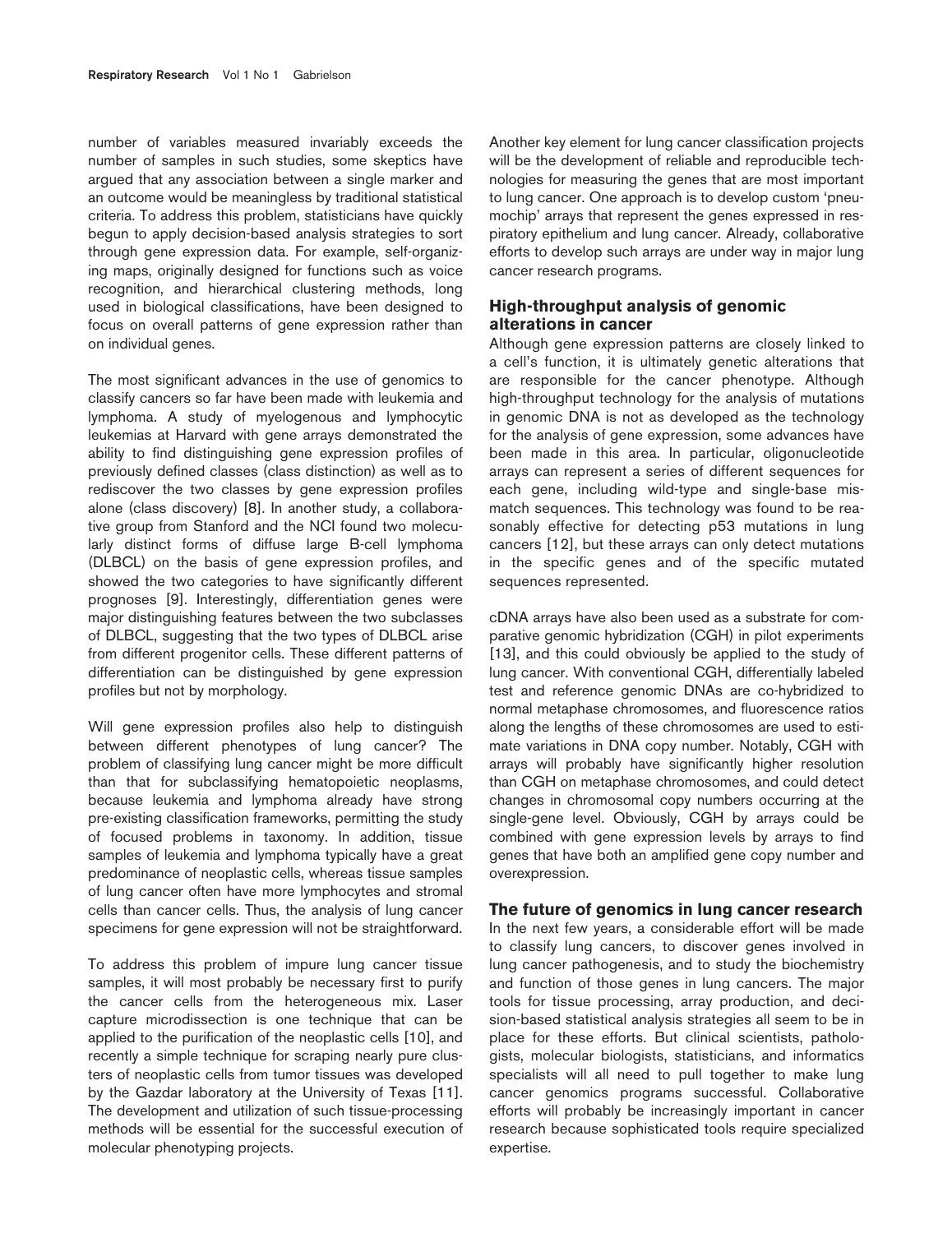number of variables measured invariably exceeds the number of samples in such studies, some skeptics have argued that any association between a single marker and an outcome would be meaningless by traditional statistical criteria. To address this problem, statisticians have quickly begun to apply decision-based analysis strategies to sort through gene expression data. For example, self-organizing maps, originally designed for functions such as voice recognition, and hierarchical clustering methods, long used in biological classifications, have been designed to focus on overall patterns of gene expression rather than on individual genes.

The most significant advances in the use of genomics to classify cancers so far have been made with leukemia and lymphoma. A study of myelogenous and lymphocytic leukemias at Harvard with gene arrays demonstrated the ability to find distinguishing gene expression profiles of previously defined classes (class distinction) as well as to rediscover the two classes by gene expression profiles alone (class discovery) [8]. In another study, a collaborative group from Stanford and the NCI found two molecularly distinct forms of diffuse large B-cell lymphoma (DLBCL) on the basis of gene expression profiles, and showed the two categories to have significantly different prognoses [9]. Interestingly, differentiation genes were major distinguishing features between the two subclasses of DLBCL, suggesting that the two types of DLBCL arise from different progenitor cells. These different patterns of differentiation can be distinguished by gene expression profiles but not by morphology.

Will gene expression profiles also help to distinguish between different phenotypes of lung cancer? The problem of classifying lung cancer might be more difficult than that for subclassifying hematopoietic neoplasms, because leukemia and lymphoma already have strong pre-existing classification frameworks, permitting the study of focused problems in taxonomy. In addition, tissue samples of leukemia and lymphoma typically have a great predominance of neoplastic cells, whereas tissue samples of lung cancer often have more lymphocytes and stromal cells than cancer cells. Thus, the analysis of lung cancer specimens for gene expression will not be straightforward.

To address this problem of impure lung cancer tissue samples, it will most probably be necessary first to purify the cancer cells from the heterogeneous mix. Laser capture microdissection is one technique that can be applied to the purification of the neoplastic cells [10], and recently a simple technique for scraping nearly pure clusters of neoplastic cells from tumor tissues was developed by the Gazdar laboratory at the University of Texas [11]. The development and utilization of such tissue-processing methods will be essential for the successful execution of molecular phenotyping projects.

Another key element for lung cancer classification projects will be the development of reliable and reproducible technologies for measuring the genes that are most important to lung cancer. One approach is to develop custom 'pneumochip' arrays that represent the genes expressed in respiratory epithelium and lung cancer. Already, collaborative efforts to develop such arrays are under way in major lung cancer research programs.

## High-throughput analysis of genomic alterations in cancer

Although gene expression patterns are closely linked to a cell's function, it is ultimately genetic alterations that are responsible for the cancer phenotype. Although high-throughput technology for the analysis of mutations in genomic DNA is not as developed as the technology for the analysis of gene expression, some advances have been made in this area. In particular, oligonucleotide arrays can represent a series of different sequences for each gene, including wild-type and single-base mismatch sequences. This technology was found to be reasonably effective for detecting p53 mutations in lung cancers [12], but these arrays can only detect mutations in the specific genes and of the specific mutated sequences represented.

cDNA arrays have also been used as a substrate for comparative genomic hybridization (CGH) in pilot experiments [13], and this could obviously be applied to the study of lung cancer. With conventional CGH, differentially labeled test and reference genomic DNAs are co-hybridized to normal metaphase chromosomes, and fluorescence ratios along the lengths of these chromosomes are used to estimate variations in DNA copy number. Notably, CGH with arrays will probably have significantly higher resolution than CGH on metaphase chromosomes, and could detect changes in chromosomal copy numbers occurring at the single-gene level. Obviously, CGH by arrays could be combined with gene expression levels by arrays to find genes that have both an amplified gene copy number and overexpression.

## The future of genomics in lung cancer research

In the next few years, a considerable effort will be made to classify lung cancers, to discover genes involved in lung cancer pathogenesis, and to study the biochemistry and function of those genes in lung cancers. The major tools for tissue processing, array production, and decision-based statistical analysis strategies all seem to be in place for these efforts. But clinical scientists, pathologists, molecular biologists, statisticians, and informatics specialists will all need to pull together to make lung cancer genomics programs successful. Collaborative efforts will probably be increasingly important in cancer research because sophisticated tools require specialized expertise.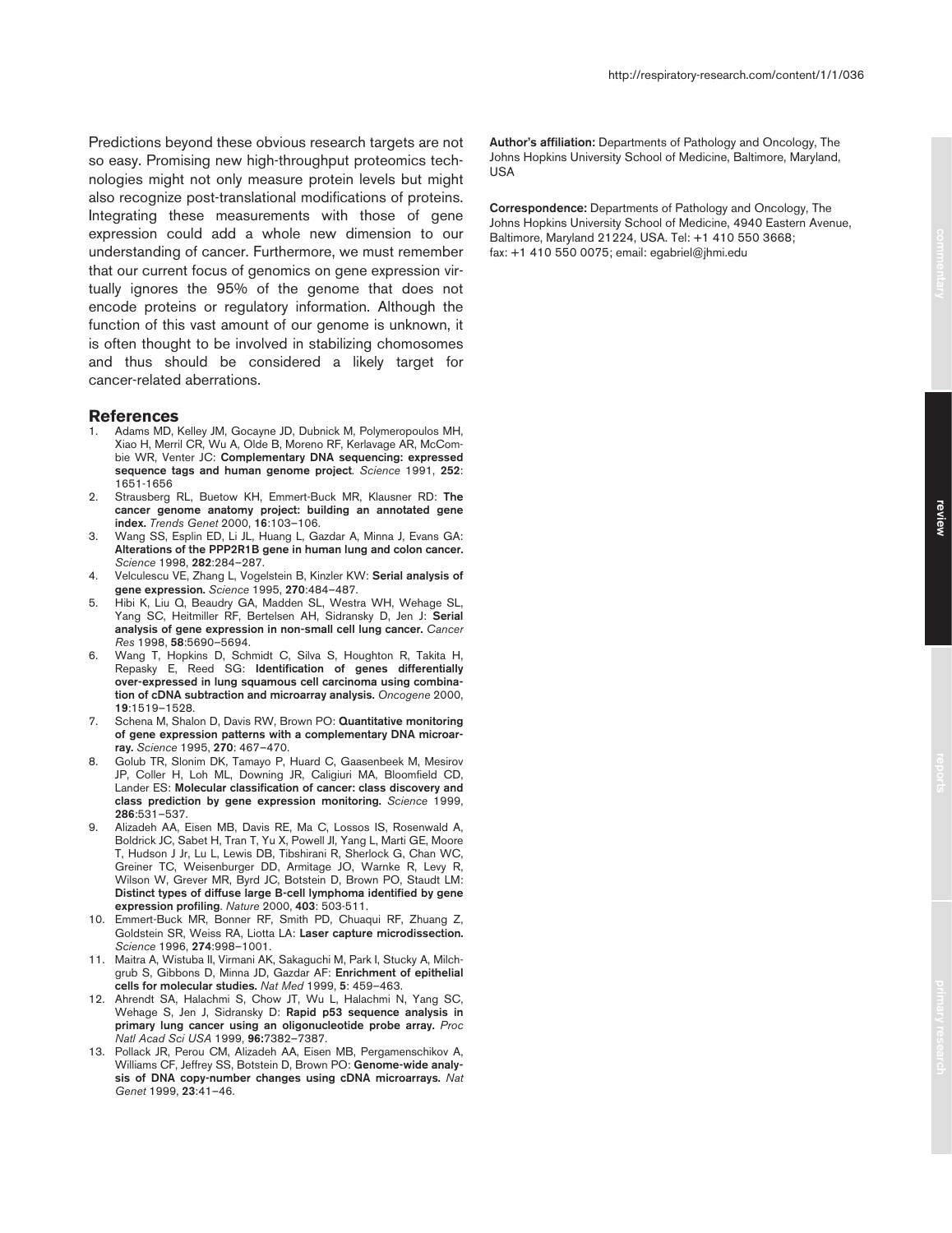Predictions beyond these obvious research targets are not so easy. Promising new high-throughput proteomics technologies might not only measure protein levels but might also recognize post-translational modifications of proteins. Integrating these measurements with those of gene expression could add a whole new dimension to our understanding of cancer. Furthermore, we must remember that our current focus of genomics on gene expression virtually ignores the 95% of the genome that does not encode proteins or regulatory information. Although the function of this vast amount of our genome is unknown, it is often thought to be involved in stabilizing chomosomes and thus should be considered a likely target for cancer-related aberrations.

## References

1. Adams MD, Kelley JM, Gocayne JD, Dubnick M, Polymeropoulos MH, Xiao H, Merril CR, Wu A, Olde B, Moreno RF, Kerlavage AR, McCombie WR, Venter JC: **Complementary DNA sequencing: expressed sequence tags and human genome project**. *Science* 1991, **252**: 1651-1656
2. Strausberg RL, Buetow KH, Emmert-Buck MR, Klausner RD: **The cancer genome anatomy project: building an annotated gene index.** *Trends Genet* 2000, **16**:103–106.
3. Wang SS, Esplin ED, Li JL, Huang L, Gazdar A, Minna J, Evans GA: **Alterations of the PPP2R1B gene in human lung and colon cancer.** *Science* 1998, **282**:284–287.
4. Velculescu VE, Zhang L, Vogelstein B, Kinzler KW: **Serial analysis of gene expression.** *Science* 1995, **270**:484–487.
5. Hibi K, Liu Q, Beaudry GA, Madden SL, Westra WH, Wehage SL, Yang SC, Heitmiller RF, Bertelsen AH, Sidransky D, Jen J: **Serial analysis of gene expression in non-small cell lung cancer.** *Cancer Res* 1998, **58**:5690–5694.
6. Wang T, Hopkins D, Schmidt C, Silva S, Houghton R, Takita H, Repasky E, Reed SG: **Identification of genes differentially over-expressed in lung squamous cell carcinoma using combination of cDNA subtraction and microarray analysis.** *Oncogene* 2000, **19**:1519–1528.
7. Schena M, Shalon D, Davis RW, Brown PO: **Quantitative monitoring of gene expression patterns with a complementary DNA microarray.** *Science* 1995, **270**: 467–470.
8. Golub TR, Slonim DK, Tamayo P, Huard C, Gaasenbeek M, Mesirov JP, Coller H, Loh ML, Downing JR, Caligiuri MA, Bloomfield CD, Lander ES: **Molecular classification of cancer: class discovery and class prediction by gene expression monitoring.** *Science* 1999, **286**:531–537.
9. Alizadeh AA, Eisen MB, Davis RE, Ma C, Lossos IS, Rosenwald A, Boldrick JC, Sabet H, Tran T, Yu X, Powell JI, Yang L, Marti GE, Moore T, Hudson J Jr, Lu L, Lewis DB, Tibshirani R, Sherlock G, Chan WC, Greiner TC, Weisenburger DD, Armitage JO, Warnke R, Levy R, Wilson W, Grever MR, Byrd JC, Botstein D, Brown PO, Staudt LM: **Distinct types of diffuse large B-cell lymphoma identified by gene expression profiling**. *Nature* 2000, **403**: 503-511.
10. Emmert-Buck MR, Bonner RF, Smith PD, Chuaqui RF, Zhuang Z, Goldstein SR, Weiss RA, Liotta LA: **Laser capture microdissection.** *Science* 1996, **274**:998–1001.
11. Maitra A, Wistuba II, Virmani AK, Sakaguchi M, Park I, Stucky A, Milchgrub S, Gibbons D, Minna JD, Gazdar AF: **Enrichment of epithelial cells for molecular studies.** *Nat Med* 1999, **5**: 459–463.
12. Ahrendt SA, Halachmi S, Chow JT, Wu L, Halachmi N, Yang SC, Wehage S, Jen J, Sidransky D: **Rapid p53 sequence analysis in primary lung cancer using an oligonucleotide probe array.** *Proc Natl Acad Sci USA* 1999, **96:**7382–7387.
13. Pollack JR, Perou CM, Alizadeh AA, Eisen MB, Pergamenschikov A, Williams CF, Jeffrey SS, Botstein D, Brown PO: **Genome-wide analysis of DNA copy-number changes using cDNA microarrays.** *Nat Genet* 1999, **23**:41–46.

**Author's affiliation:** Departments of Pathology and Oncology, The Johns Hopkins University School of Medicine, Baltimore, Maryland, USA

**Correspondence:** Departments of Pathology and Oncology, The Johns Hopkins University School of Medicine, 4940 Eastern Avenue, Baltimore, Maryland 21224, USA. Tel: +1 410 550 3668; fax: +1 410 550 0075; email: egabriel@jhmi.edu